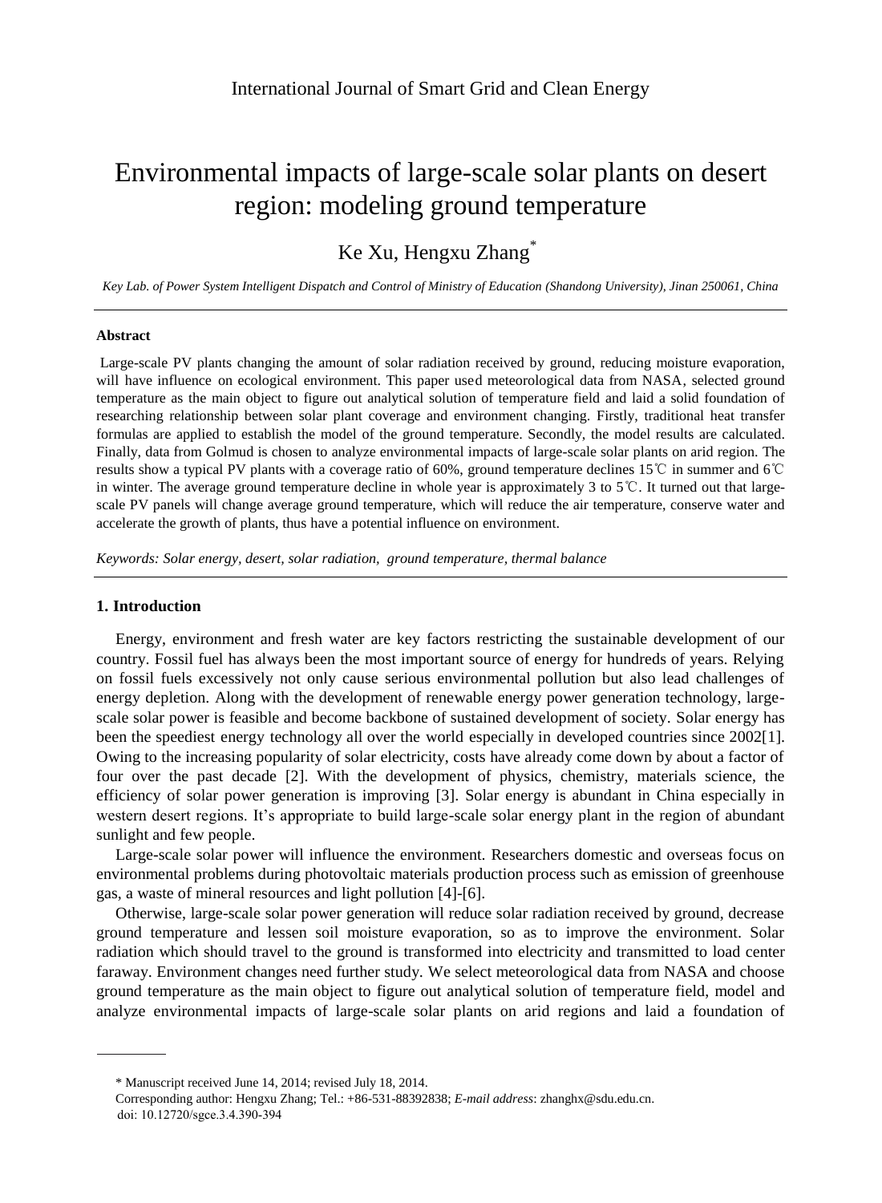# Environmental impacts of large-scale solar plants on desert region: modeling ground temperature

Ke Xu, Hengxu Zhang*

*Key Lab. of Power System Intelligent Dispatch and Control of Ministry of Education (Shandong University), Jinan 250061, China*

---

### Abstract

Large-scale PV plants changing the amount of solar radiation received by ground, reducing moisture evaporation, will have influence on ecological environment. This paper used meteorological data from NASA, selected ground temperature as the main object to figure out analytical solution of temperature field and laid a solid foundation of researching relationship between solar plant coverage and environment changing. Firstly, traditional heat transfer formulas are applied to establish the model of the ground temperature. Secondly, the model results are calculated. Finally, data from Golmud is chosen to analyze environmental impacts of large-scale solar plants on arid region. The results show a typical PV plants with a coverage ratio of 60%, ground temperature declines 15℃ in summer and 6℃ in winter. The average ground temperature decline in whole year is approximately 3 to 5℃. It turned out that large-scale PV panels will change average ground temperature, which will reduce the air temperature, conserve water and accelerate the growth of plants, thus have a potential influence on environment.

*Keywords: Solar energy, desert, solar radiation, ground temperature, thermal balance*

---

## 1. Introduction

Energy, environment and fresh water are key factors restricting the sustainable development of our country. Fossil fuel has always been the most important source of energy for hundreds of years. Relying on fossil fuels excessively not only cause serious environmental pollution but also lead challenges of energy depletion. Along with the development of renewable energy power generation technology, large-scale solar power is feasible and become backbone of sustained development of society. Solar energy has been the speediest energy technology all over the world especially in developed countries since 2002[1]. Owing to the increasing popularity of solar electricity, costs have already come down by about a factor of four over the past decade [2]. With the development of physics, chemistry, materials science, the efficiency of solar power generation is improving [3]. Solar energy is abundant in China especially in western desert regions. It's appropriate to build large-scale solar energy plant in the region of abundant sunlight and few people.

Large-scale solar power will influence the environment. Researchers domestic and overseas focus on environmental problems during photovoltaic materials production process such as emission of greenhouse gas, a waste of mineral resources and light pollution [4]-[6].

Otherwise, large-scale solar power generation will reduce solar radiation received by ground, decrease ground temperature and lessen soil moisture evaporation, so as to improve the environment. Solar radiation which should travel to the ground is transformed into electricity and transmitted to load center faraway. Environment changes need further study. We select meteorological data from NASA and choose ground temperature as the main object to figure out analytical solution of temperature field, model and analyze environmental impacts of large-scale solar plants on arid regions and laid a foundation of

---

\* Manuscript received June 14, 2014; revised July 18, 2014.

Corresponding author: Hengxu Zhang; Tel.: +86-531-88392838; *E-mail address*: zhanghx@sdu.edu.cn.

doi: 10.12720/sgce.3.4.390-394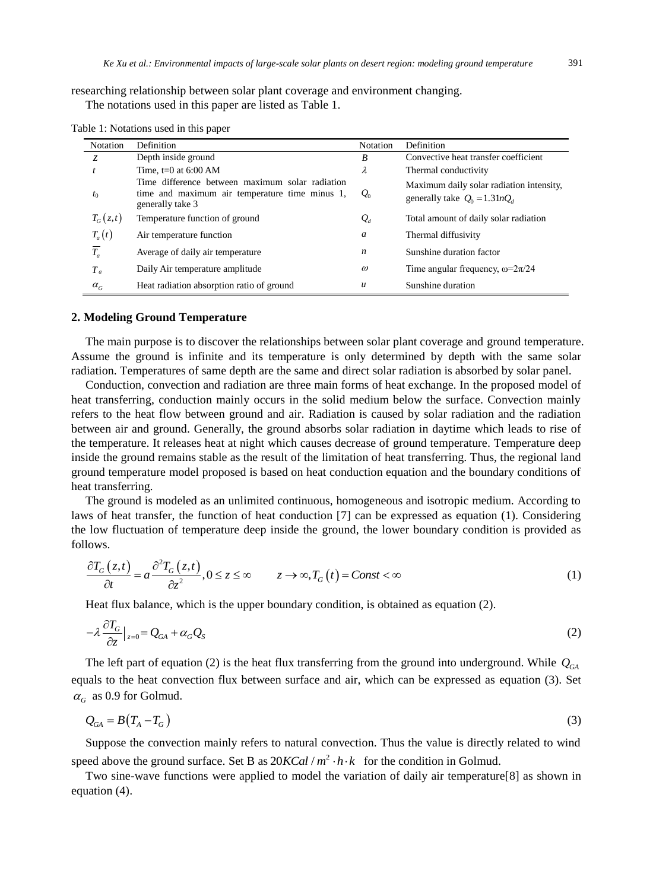researching relationship between solar plant coverage and environment changing.

The notations used in this paper are listed as Table 1.

Table 1: Notations used in this paper

| Notation | Definition | Notation | Definition |
|---|---|---|---|
| $z$ | Depth inside ground | $B$ | Convective heat transfer coefficient |
| $t$ | Time, t=0 at 6:00 AM | $\lambda$ | Thermal conductivity |
| $t_0$ | Time difference between maximum solar radiation time and maximum air temperature time minus 1, generally take 3 | $Q_0$ | Maximum daily solar radiation intensity, generally take $Q_0 = 1.31nQ_d$ |
| $T_G(z,t)$ | Temperature function of ground | $Q_d$ | Total amount of daily solar radiation |
| $T_a(t)$ | Air temperature function | $a$ | Thermal diffusivity |
| $\overline{T_a}$ | Average of daily air temperature | $n$ | Sunshine duration factor |
| $T_a$ | Daily Air temperature amplitude | $\omega$ | Time angular frequency, $\omega=2\pi/24$ |
| $\alpha_G$ | Heat radiation absorption ratio of ground | $u$ | Sunshine duration |

## 2. Modeling Ground Temperature

The main purpose is to discover the relationships between solar plant coverage and ground temperature. Assume the ground is infinite and its temperature is only determined by depth with the same solar radiation. Temperatures of same depth are the same and direct solar radiation is absorbed by solar panel.

Conduction, convection and radiation are three main forms of heat exchange. In the proposed model of heat transferring, conduction mainly occurs in the solid medium below the surface. Convection mainly refers to the heat flow between ground and air. Radiation is caused by solar radiation and the radiation between air and ground. Generally, the ground absorbs solar radiation in daytime which leads to rise of the temperature. It releases heat at night which causes decrease of ground temperature. Temperature deep inside the ground remains stable as the result of the limitation of heat transferring. Thus, the regional land ground temperature model proposed is based on heat conduction equation and the boundary conditions of heat transferring.

The ground is modeled as an unlimited continuous, homogeneous and isotropic medium. According to laws of heat transfer, the function of heat conduction [7] can be expressed as equation (1). Considering the low fluctuation of temperature deep inside the ground, the lower boundary condition is provided as follows.

$$\frac{\partial T_G(z,t)}{\partial t} = a\frac{\partial^2 T_G(z,t)}{\partial z^2}, 0 \le z \le \infty \qquad z \to \infty, T_G(t) = Const < \infty \tag{1}$$

Heat flux balance, which is the upper boundary condition, is obtained as equation (2).

$$-\lambda \frac{\partial T_G}{\partial z}\Big|_{z=0} = Q_{GA} + \alpha_G Q_S \tag{2}$$

The left part of equation (2) is the heat flux transferring from the ground into underground. While $Q_{GA}$ equals to the heat convection flux between surface and air, which can be expressed as equation (3). Set $\alpha_G$ as 0.9 for Golmud.

$$Q_{GA} = B(T_A - T_G) \tag{3}$$

Suppose the convection mainly refers to natural convection. Thus the value is directly related to wind speed above the ground surface. Set B as $20KCal/m^2 \cdot h \cdot k$ for the condition in Golmud.

Two sine-wave functions were applied to model the variation of daily air temperature[8] as shown in equation (4).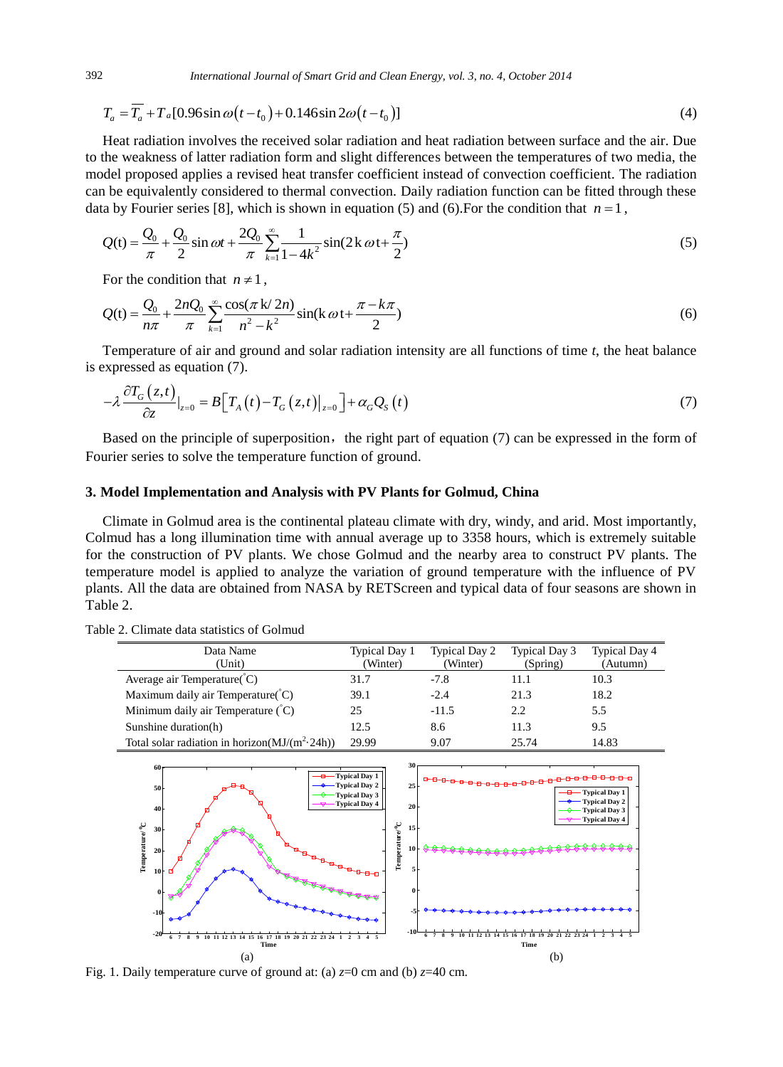$$T_a = \overline{T_a} + T_a[0.96\sin\omega(t-t_0) + 0.146\sin 2\omega(t-t_0)] \tag{4}$$

Heat radiation involves the received solar radiation and heat radiation between surface and the air. Due to the weakness of latter radiation form and slight differences between the temperatures of two media, the model proposed applies a revised heat transfer coefficient instead of convection coefficient. The radiation can be equivalently considered to thermal convection. Daily radiation function can be fitted through these data by Fourier series [8], which is shown in equation (5) and (6).For the condition that $n=1$,

$$Q(\mathrm{t}) = \frac{Q_0}{\pi} + \frac{Q_0}{2}\sin\omega t + \frac{2Q_0}{\pi}\sum_{k=1}^{\infty}\frac{1}{1-4k^2}\sin(2\mathrm{k}\,\omega \mathrm{t} + \frac{\pi}{2}) \tag{5}$$

For the condition that $n \neq 1$,

$$Q(\mathrm{t}) = \frac{Q_0}{n\pi} + \frac{2nQ_0}{\pi}\sum_{k=1}^{\infty}\frac{\cos(\pi\,\mathrm{k}/2n)}{n^2-k^2}\sin(\mathrm{k}\,\omega\mathrm{t} + \frac{\pi - k\pi}{2}) \tag{6}$$

Temperature of air and ground and solar radiation intensity are all functions of time *t*, the heat balance is expressed as equation (7).

$$-\lambda\frac{\partial T_G(z,t)}{\partial z}\Big|_{z=0} = B\left[T_A(t) - T_G(z,t)\big|_{z=0}\right] + \alpha_G Q_S(t) \tag{7}$$

Based on the principle of superposition, the right part of equation (7) can be expressed in the form of Fourier series to solve the temperature function of ground.

## 3. Model Implementation and Analysis with PV Plants for Golmud, China

Climate in Golmud area is the continental plateau climate with dry, windy, and arid. Most importantly, Colmud has a long illumination time with annual average up to 3358 hours, which is extremely suitable for the construction of PV plants. We chose Golmud and the nearby area to construct PV plants. The temperature model is applied to analyze the variation of ground temperature with the influence of PV plants. All the data are obtained from NASA by RETScreen and typical data of four seasons are shown in Table 2.

Table 2. Climate data statistics of Golmud

| Data Name (Unit) | Typical Day 1 (Winter) | Typical Day 2 (Winter) | Typical Day 3 (Spring) | Typical Day 4 (Autumn) |
|---|---|---|---|---|
| Average air Temperature(°C) | 31.7 | -7.8 | 11.1 | 10.3 |
| Maximum daily air Temperature(°C) | 39.1 | -2.4 | 21.3 | 18.2 |
| Minimum daily air Temperature (°C) | 25 | -11.5 | 2.2 | 5.5 |
| Sunshine duration(h) | 12.5 | 8.6 | 11.3 | 9.5 |
| Total solar radiation in horizon(MJ/(m$^2$·24h)) | 29.99 | 9.07 | 25.74 | 14.83 |

Fig. 1. Daily temperature curve of ground at: (a) $z$=0 cm and (b) $z$=40 cm.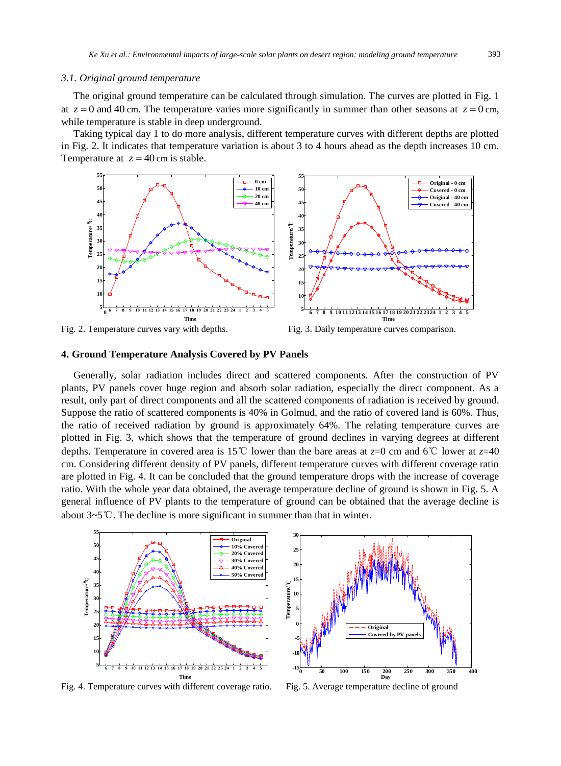### 3.1. Original ground temperature

The original ground temperature can be calculated through simulation. The curves are plotted in Fig. 1 at $z = 0$ and 40 cm. The temperature varies more significantly in summer than other seasons at $z = 0$ cm, while temperature is stable in deep underground.

Taking typical day 1 to do more analysis, different temperature curves with different depths are plotted in Fig. 2. It indicates that temperature variation is about 3 to 4 hours ahead as the depth increases 10 cm. Temperature at $z = 40$ cm is stable.

Fig. 2. Temperature curves vary with depths.

Fig. 3. Daily temperature curves comparison.

## 4. Ground Temperature Analysis Covered by PV Panels

Generally, solar radiation includes direct and scattered components. After the construction of PV plants, PV panels cover huge region and absorb solar radiation, especially the direct component. As a result, only part of direct components and all the scattered components of radiation is received by ground. Suppose the ratio of scattered components is 40% in Golmud, and the ratio of covered land is 60%. Thus, the ratio of received radiation by ground is approximately 64%. The relating temperature curves are plotted in Fig. 3, which shows that the temperature of ground declines in varying degrees at different depths. Temperature in covered area is 15℃ lower than the bare areas at $z$=0 cm and 6℃ lower at $z$=40 cm. Considering different density of PV panels, different temperature curves with different coverage ratio are plotted in Fig. 4. It can be concluded that the ground temperature drops with the increase of coverage ratio. With the whole year data obtained, the average temperature decline of ground is shown in Fig. 5. A general influence of PV plants to the temperature of ground can be obtained that the average decline is about 3~5℃. The decline is more significant in summer than that in winter.

Fig. 4. Temperature curves with different coverage ratio.

Fig. 5. Average temperature decline of ground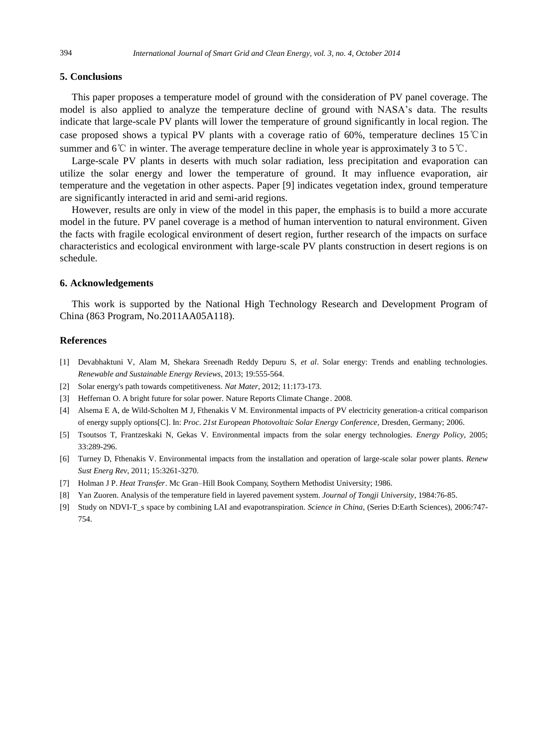## 5. Conclusions

This paper proposes a temperature model of ground with the consideration of PV panel coverage. The model is also applied to analyze the temperature decline of ground with NASA's data. The results indicate that large-scale PV plants will lower the temperature of ground significantly in local region. The case proposed shows a typical PV plants with a coverage ratio of 60%, temperature declines 15℃in summer and 6℃ in winter. The average temperature decline in whole year is approximately 3 to 5℃.

Large-scale PV plants in deserts with much solar radiation, less precipitation and evaporation can utilize the solar energy and lower the temperature of ground. It may influence evaporation, air temperature and the vegetation in other aspects. Paper [9] indicates vegetation index, ground temperature are significantly interacted in arid and semi-arid regions.

However, results are only in view of the model in this paper, the emphasis is to build a more accurate model in the future. PV panel coverage is a method of human intervention to natural environment. Given the facts with fragile ecological environment of desert region, further research of the impacts on surface characteristics and ecological environment with large-scale PV plants construction in desert regions is on schedule.

## 6. Acknowledgements

This work is supported by the National High Technology Research and Development Program of China (863 Program, No.2011AA05A118).

## References

[1] Devabhaktuni V, Alam M, Shekara Sreenadh Reddy Depuru S, *et al*. Solar energy: Trends and enabling technologies. *Renewable and Sustainable Energy Reviews*, 2013; 19:555-564.

[2] Solar energy's path towards competitiveness. *Nat Mater*, 2012; 11:173-173.

[3] Heffernan O. A bright future for solar power. Nature Reports Climate Change. 2008.

[4] Alsema E A, de Wild-Scholten M J, Fthenakis V M. Environmental impacts of PV electricity generation-a critical comparison of energy supply options[C]. In: *Proc*. *21st European Photovoltaic Solar Energy Conference*, Dresden, Germany; 2006.

[5] Tsoutsos T, Frantzeskaki N, Gekas V. Environmental impacts from the solar energy technologies. *Energy Policy*, 2005; 33:289-296.

[6] Turney D, Fthenakis V. Environmental impacts from the installation and operation of large-scale solar power plants. *Renew Sust Energ Rev*, 2011; 15:3261-3270.

[7] Holman J P. *Heat Transfer*. Mc Gran–Hill Book Company, Soythern Methodist University; 1986.

[8] Yan Zuoren. Analysis of the temperature field in layered pavement system. *Journal of Tongji University*, 1984:76-85.

[9] Study on NDVI-T_s space by combining LAI and evapotranspiration. *Science in China*, (Series D:Earth Sciences), 2006:747-754.